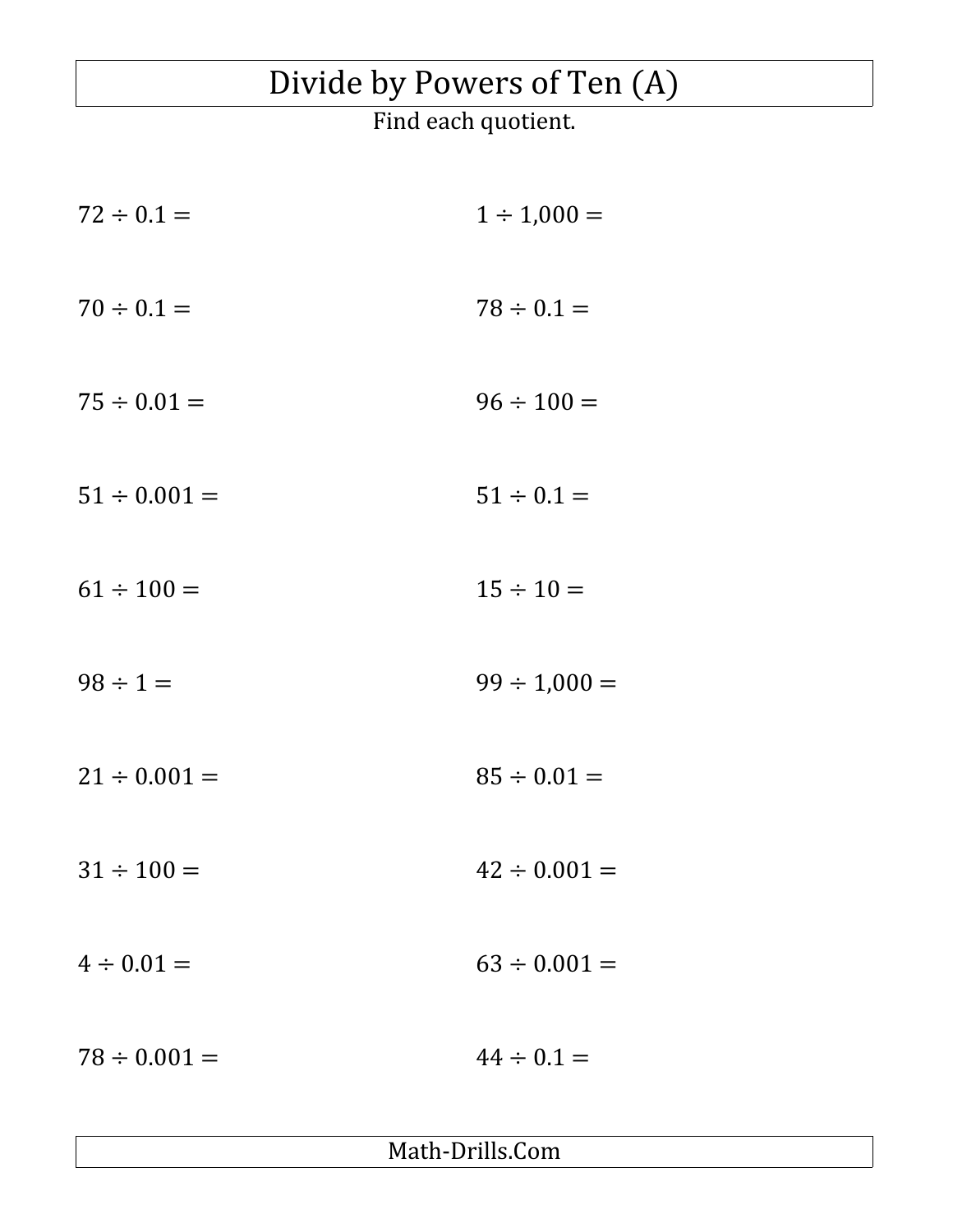# Divide by Powers of Ten (A)

Find each quotient.

$72 \div 0.1 =$

$1 \div 1{,}000 =$

$70 \div 0.1 =$

$78 \div 0.1 =$

$75 \div 0.01 =$

$96 \div 100 =$

$51 \div 0.001 =$

$51 \div 0.1 =$

$61 \div 100 =$

$15 \div 10 =$

$98 \div 1 =$

$99 \div 1{,}000 =$

$21 \div 0.001 =$

$85 \div 0.01 =$

$31 \div 100 =$

$42 \div 0.001 =$

$4 \div 0.01 =$

$63 \div 0.001 =$

$78 \div 0.001 =$

$44 \div 0.1 =$

Math-Drills.Com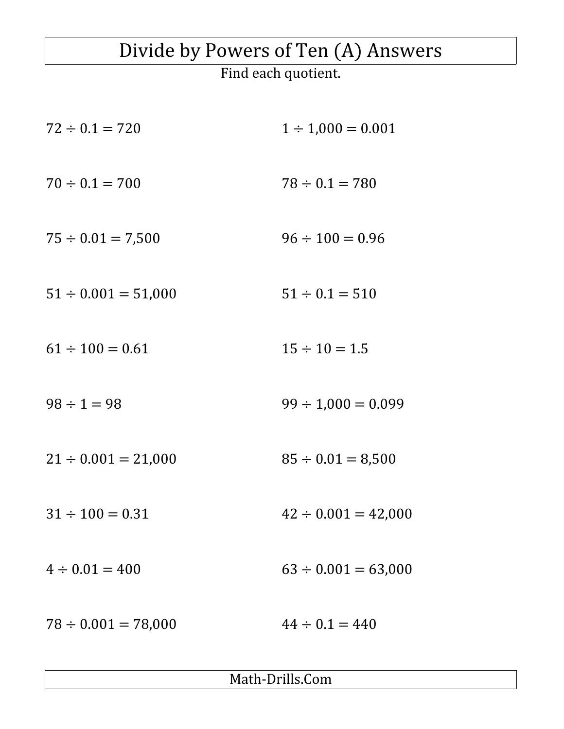# Divide by Powers of Ten (A) Answers

Find each quotient.

$72 \div 0.1 = 720$

$1 \div 1{,}000 = 0.001$

$70 \div 0.1 = 700$

$78 \div 0.1 = 780$

$75 \div 0.01 = 7{,}500$

$96 \div 100 = 0.96$

$51 \div 0.001 = 51{,}000$

$51 \div 0.1 = 510$

$61 \div 100 = 0.61$

$15 \div 10 = 1.5$

$98 \div 1 = 98$

$99 \div 1{,}000 = 0.099$

$21 \div 0.001 = 21{,}000$

$85 \div 0.01 = 8{,}500$

$31 \div 100 = 0.31$

$42 \div 0.001 = 42{,}000$

$4 \div 0.01 = 400$

$63 \div 0.001 = 63{,}000$

$78 \div 0.001 = 78{,}000$

$44 \div 0.1 = 440$

Math-Drills.Com